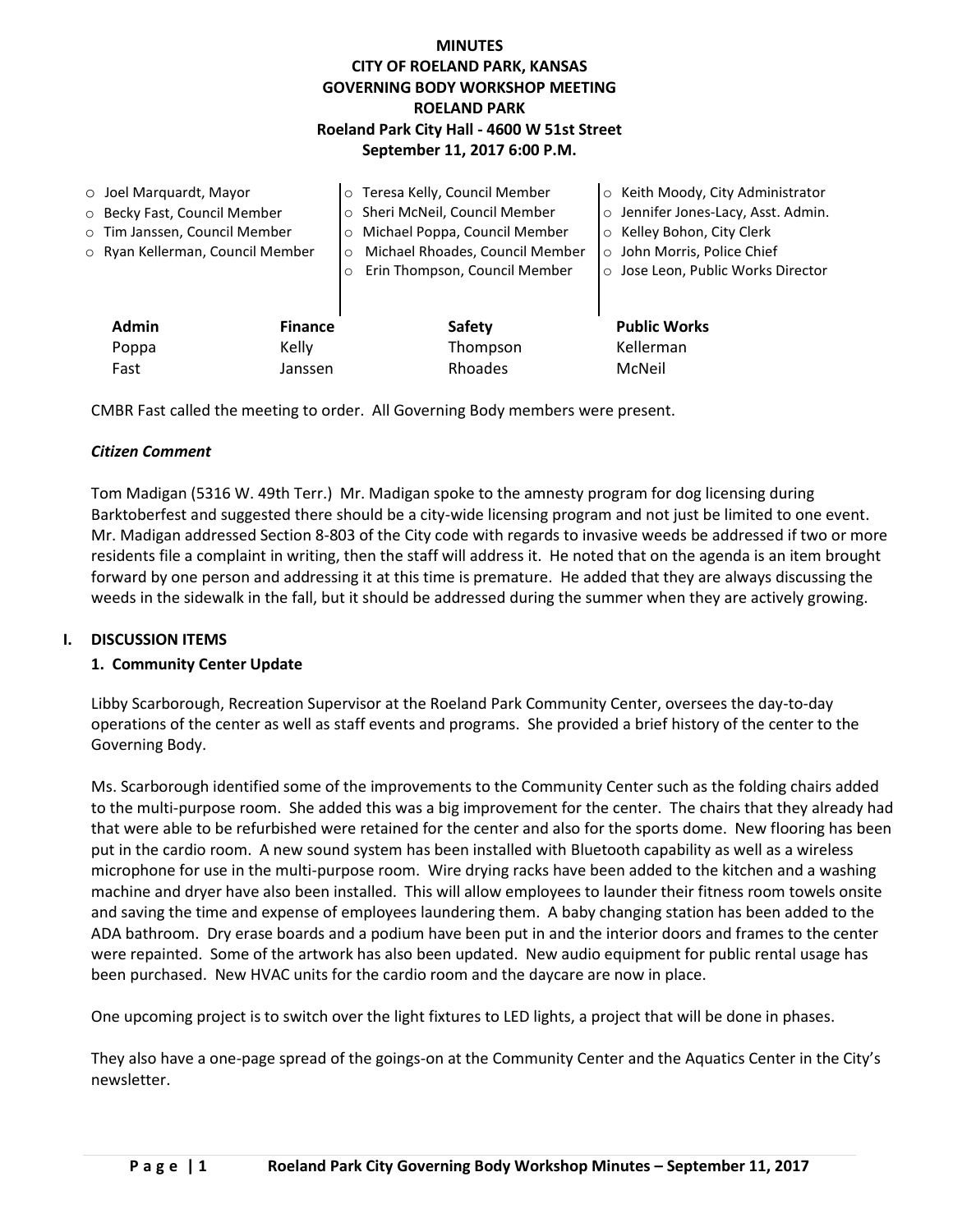# MINUTES
# CITY OF ROELAND PARK, KANSAS
# GOVERNING BODY WORKSHOP MEETING
# ROELAND PARK
## Roeland Park City Hall - 4600 W 51st Street
## September 11, 2017 6:00 P.M.

- Joel Marquardt, Mayor
- Becky Fast, Council Member
- Tim Janssen, Council Member
- Ryan Kellerman, Council Member
- Teresa Kelly, Council Member
- Sheri McNeil, Council Member
- Michael Poppa, Council Member
- Michael Rhoades, Council Member
- Erin Thompson, Council Member
- Keith Moody, City Administrator
- Jennifer Jones-Lacy, Asst. Admin.
- Kelley Bohon, City Clerk
- John Morris, Police Chief
- Jose Leon, Public Works Director

| Admin | Finance | Safety | Public Works |
|---|---|---|---|
| Poppa | Kelly | Thompson | Kellerman |
| Fast | Janssen | Rhoades | McNeil |

CMBR Fast called the meeting to order. All Governing Body members were present.

### *Citizen Comment*

Tom Madigan (5316 W. 49th Terr.) Mr. Madigan spoke to the amnesty program for dog licensing during Barktoberfest and suggested there should be a city-wide licensing program and not just be limited to one event. Mr. Madigan addressed Section 8-803 of the City code with regards to invasive weeds be addressed if two or more residents file a complaint in writing, then the staff will address it. He noted that on the agenda is an item brought forward by one person and addressing it at this time is premature. He added that they are always discussing the weeds in the sidewalk in the fall, but it should be addressed during the summer when they are actively growing.

## I. DISCUSSION ITEMS

### 1. Community Center Update

Libby Scarborough, Recreation Supervisor at the Roeland Park Community Center, oversees the day-to-day operations of the center as well as staff events and programs. She provided a brief history of the center to the Governing Body.

Ms. Scarborough identified some of the improvements to the Community Center such as the folding chairs added to the multi-purpose room. She added this was a big improvement for the center. The chairs that they already had that were able to be refurbished were retained for the center and also for the sports dome. New flooring has been put in the cardio room. A new sound system has been installed with Bluetooth capability as well as a wireless microphone for use in the multi-purpose room. Wire drying racks have been added to the kitchen and a washing machine and dryer have also been installed. This will allow employees to launder their fitness room towels onsite and saving the time and expense of employees laundering them. A baby changing station has been added to the ADA bathroom. Dry erase boards and a podium have been put in and the interior doors and frames to the center were repainted. Some of the artwork has also been updated. New audio equipment for public rental usage has been purchased. New HVAC units for the cardio room and the daycare are now in place.

One upcoming project is to switch over the light fixtures to LED lights, a project that will be done in phases.

They also have a one-page spread of the goings-on at the Community Center and the Aquatics Center in the City's newsletter.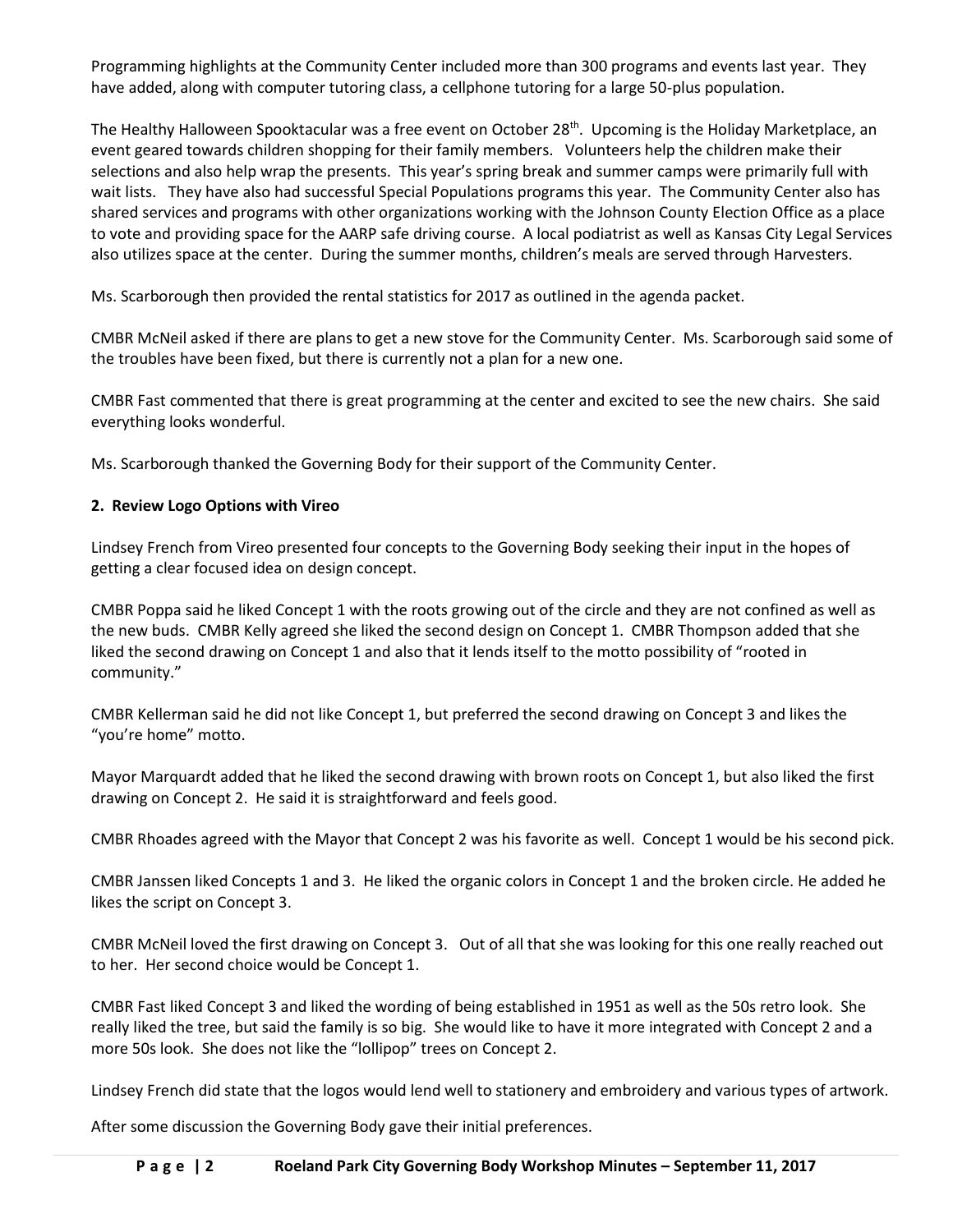Programming highlights at the Community Center included more than 300 programs and events last year. They have added, along with computer tutoring class, a cellphone tutoring for a large 50-plus population.

The Healthy Halloween Spooktacular was a free event on October 28th. Upcoming is the Holiday Marketplace, an event geared towards children shopping for their family members. Volunteers help the children make their selections and also help wrap the presents. This year's spring break and summer camps were primarily full with wait lists. They have also had successful Special Populations programs this year. The Community Center also has shared services and programs with other organizations working with the Johnson County Election Office as a place to vote and providing space for the AARP safe driving course. A local podiatrist as well as Kansas City Legal Services also utilizes space at the center. During the summer months, children's meals are served through Harvesters.

Ms. Scarborough then provided the rental statistics for 2017 as outlined in the agenda packet.

CMBR McNeil asked if there are plans to get a new stove for the Community Center. Ms. Scarborough said some of the troubles have been fixed, but there is currently not a plan for a new one.

CMBR Fast commented that there is great programming at the center and excited to see the new chairs. She said everything looks wonderful.

Ms. Scarborough thanked the Governing Body for their support of the Community Center.

**2. Review Logo Options with Vireo**

Lindsey French from Vireo presented four concepts to the Governing Body seeking their input in the hopes of getting a clear focused idea on design concept.

CMBR Poppa said he liked Concept 1 with the roots growing out of the circle and they are not confined as well as the new buds. CMBR Kelly agreed she liked the second design on Concept 1. CMBR Thompson added that she liked the second drawing on Concept 1 and also that it lends itself to the motto possibility of "rooted in community."

CMBR Kellerman said he did not like Concept 1, but preferred the second drawing on Concept 3 and likes the "you're home" motto.

Mayor Marquardt added that he liked the second drawing with brown roots on Concept 1, but also liked the first drawing on Concept 2. He said it is straightforward and feels good.

CMBR Rhoades agreed with the Mayor that Concept 2 was his favorite as well. Concept 1 would be his second pick.

CMBR Janssen liked Concepts 1 and 3. He liked the organic colors in Concept 1 and the broken circle. He added he likes the script on Concept 3.

CMBR McNeil loved the first drawing on Concept 3. Out of all that she was looking for this one really reached out to her. Her second choice would be Concept 1.

CMBR Fast liked Concept 3 and liked the wording of being established in 1951 as well as the 50s retro look. She really liked the tree, but said the family is so big. She would like to have it more integrated with Concept 2 and a more 50s look. She does not like the "lollipop" trees on Concept 2.

Lindsey French did state that the logos would lend well to stationery and embroidery and various types of artwork.

After some discussion the Governing Body gave their initial preferences.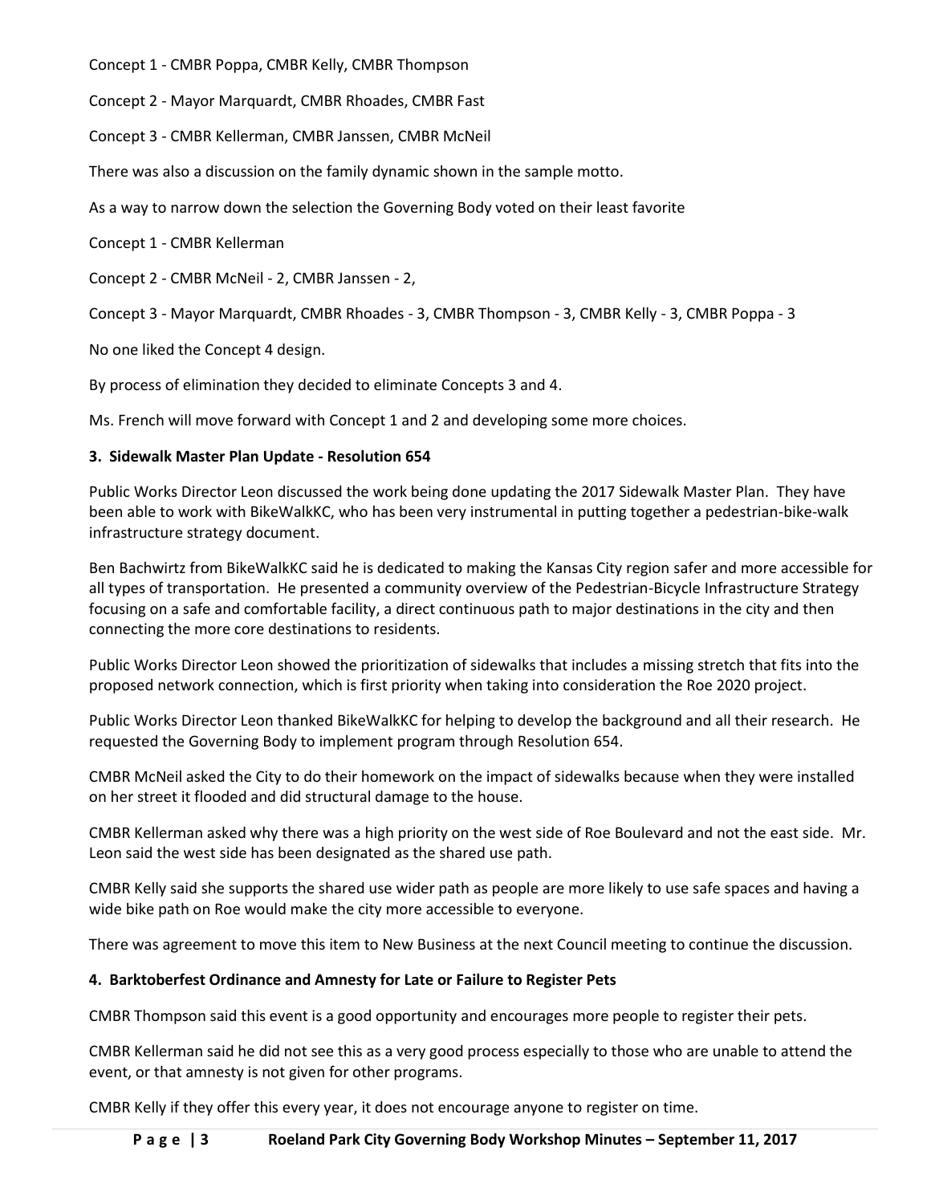Concept 1 - CMBR Poppa, CMBR Kelly, CMBR Thompson

Concept 2 - Mayor Marquardt, CMBR Rhoades, CMBR Fast

Concept 3 - CMBR Kellerman, CMBR Janssen, CMBR McNeil

There was also a discussion on the family dynamic shown in the sample motto.

As a way to narrow down the selection the Governing Body voted on their least favorite

Concept 1 - CMBR Kellerman

Concept 2 - CMBR McNeil - 2, CMBR Janssen - 2,

Concept 3 - Mayor Marquardt, CMBR Rhoades - 3, CMBR Thompson - 3, CMBR Kelly - 3, CMBR Poppa - 3

No one liked the Concept 4 design.

By process of elimination they decided to eliminate Concepts 3 and 4.

Ms. French will move forward with Concept 1 and 2 and developing some more choices.

**3. Sidewalk Master Plan Update - Resolution 654**

Public Works Director Leon discussed the work being done updating the 2017 Sidewalk Master Plan. They have been able to work with BikeWalkKC, who has been very instrumental in putting together a pedestrian-bike-walk infrastructure strategy document.

Ben Bachwirtz from BikeWalkKC said he is dedicated to making the Kansas City region safer and more accessible for all types of transportation. He presented a community overview of the Pedestrian-Bicycle Infrastructure Strategy focusing on a safe and comfortable facility, a direct continuous path to major destinations in the city and then connecting the more core destinations to residents.

Public Works Director Leon showed the prioritization of sidewalks that includes a missing stretch that fits into the proposed network connection, which is first priority when taking into consideration the Roe 2020 project.

Public Works Director Leon thanked BikeWalkKC for helping to develop the background and all their research. He requested the Governing Body to implement program through Resolution 654.

CMBR McNeil asked the City to do their homework on the impact of sidewalks because when they were installed on her street it flooded and did structural damage to the house.

CMBR Kellerman asked why there was a high priority on the west side of Roe Boulevard and not the east side. Mr. Leon said the west side has been designated as the shared use path.

CMBR Kelly said she supports the shared use wider path as people are more likely to use safe spaces and having a wide bike path on Roe would make the city more accessible to everyone.

There was agreement to move this item to New Business at the next Council meeting to continue the discussion.

**4. Barktoberfest Ordinance and Amnesty for Late or Failure to Register Pets**

CMBR Thompson said this event is a good opportunity and encourages more people to register their pets.

CMBR Kellerman said he did not see this as a very good process especially to those who are unable to attend the event, or that amnesty is not given for other programs.

CMBR Kelly if they offer this every year, it does not encourage anyone to register on time.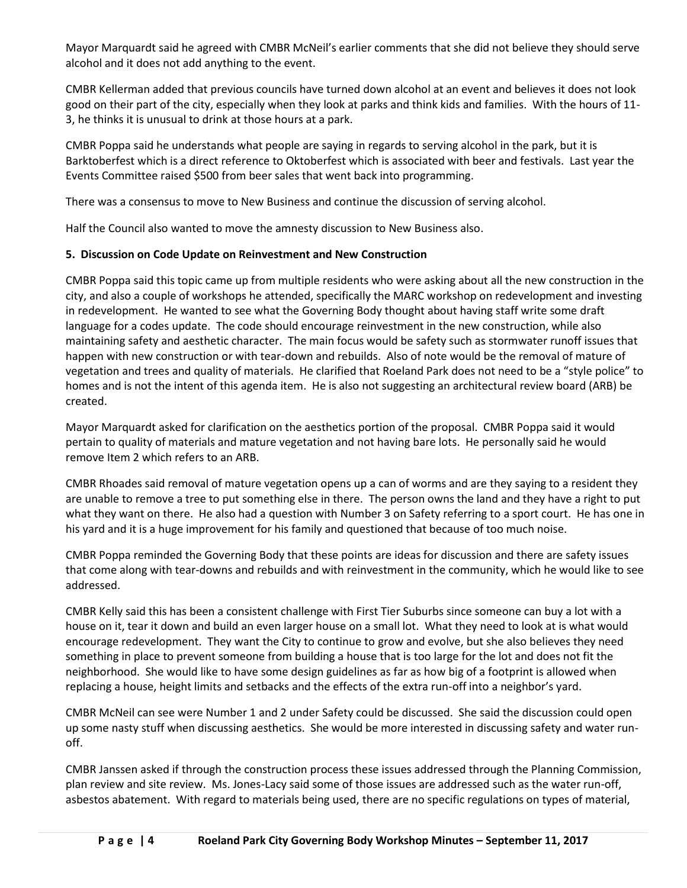Mayor Marquardt said he agreed with CMBR McNeil's earlier comments that she did not believe they should serve alcohol and it does not add anything to the event.

CMBR Kellerman added that previous councils have turned down alcohol at an event and believes it does not look good on their part of the city, especially when they look at parks and think kids and families. With the hours of 11-3, he thinks it is unusual to drink at those hours at a park.

CMBR Poppa said he understands what people are saying in regards to serving alcohol in the park, but it is Barktoberfest which is a direct reference to Oktoberfest which is associated with beer and festivals. Last year the Events Committee raised $500 from beer sales that went back into programming.

There was a consensus to move to New Business and continue the discussion of serving alcohol.

Half the Council also wanted to move the amnesty discussion to New Business also.

**5. Discussion on Code Update on Reinvestment and New Construction**

CMBR Poppa said this topic came up from multiple residents who were asking about all the new construction in the city, and also a couple of workshops he attended, specifically the MARC workshop on redevelopment and investing in redevelopment. He wanted to see what the Governing Body thought about having staff write some draft language for a codes update. The code should encourage reinvestment in the new construction, while also maintaining safety and aesthetic character. The main focus would be safety such as stormwater runoff issues that happen with new construction or with tear-down and rebuilds. Also of note would be the removal of mature of vegetation and trees and quality of materials. He clarified that Roeland Park does not need to be a "style police" to homes and is not the intent of this agenda item. He is also not suggesting an architectural review board (ARB) be created.

Mayor Marquardt asked for clarification on the aesthetics portion of the proposal. CMBR Poppa said it would pertain to quality of materials and mature vegetation and not having bare lots. He personally said he would remove Item 2 which refers to an ARB.

CMBR Rhoades said removal of mature vegetation opens up a can of worms and are they saying to a resident they are unable to remove a tree to put something else in there. The person owns the land and they have a right to put what they want on there. He also had a question with Number 3 on Safety referring to a sport court. He has one in his yard and it is a huge improvement for his family and questioned that because of too much noise.

CMBR Poppa reminded the Governing Body that these points are ideas for discussion and there are safety issues that come along with tear-downs and rebuilds and with reinvestment in the community, which he would like to see addressed.

CMBR Kelly said this has been a consistent challenge with First Tier Suburbs since someone can buy a lot with a house on it, tear it down and build an even larger house on a small lot. What they need to look at is what would encourage redevelopment. They want the City to continue to grow and evolve, but she also believes they need something in place to prevent someone from building a house that is too large for the lot and does not fit the neighborhood. She would like to have some design guidelines as far as how big of a footprint is allowed when replacing a house, height limits and setbacks and the effects of the extra run-off into a neighbor's yard.

CMBR McNeil can see were Number 1 and 2 under Safety could be discussed. She said the discussion could open up some nasty stuff when discussing aesthetics. She would be more interested in discussing safety and water run-off.

CMBR Janssen asked if through the construction process these issues addressed through the Planning Commission, plan review and site review. Ms. Jones-Lacy said some of those issues are addressed such as the water run-off, asbestos abatement. With regard to materials being used, there are no specific regulations on types of material,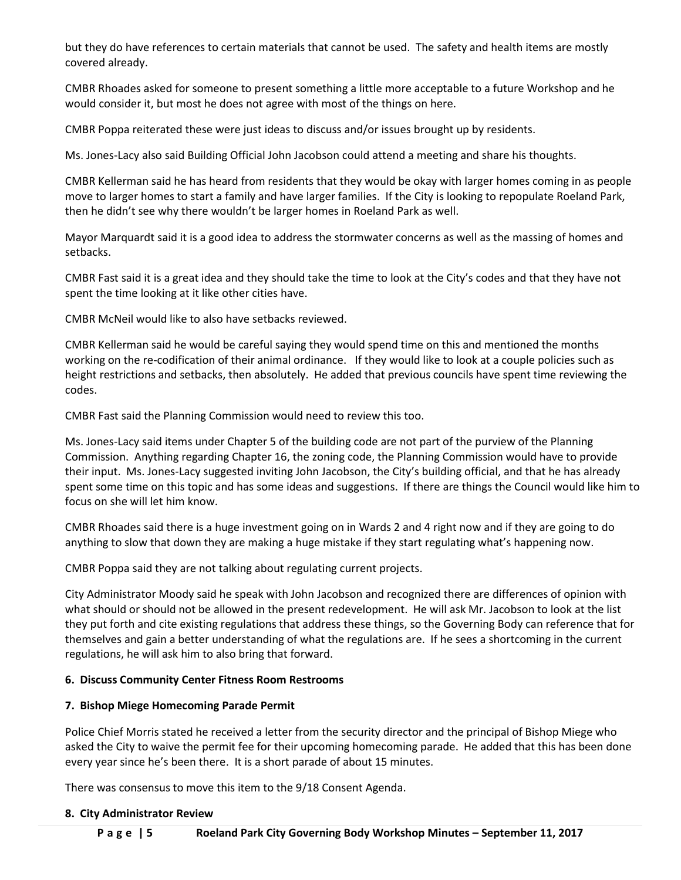but they do have references to certain materials that cannot be used. The safety and health items are mostly covered already.

CMBR Rhoades asked for someone to present something a little more acceptable to a future Workshop and he would consider it, but most he does not agree with most of the things on here.

CMBR Poppa reiterated these were just ideas to discuss and/or issues brought up by residents.

Ms. Jones-Lacy also said Building Official John Jacobson could attend a meeting and share his thoughts.

CMBR Kellerman said he has heard from residents that they would be okay with larger homes coming in as people move to larger homes to start a family and have larger families. If the City is looking to repopulate Roeland Park, then he didn't see why there wouldn't be larger homes in Roeland Park as well.

Mayor Marquardt said it is a good idea to address the stormwater concerns as well as the massing of homes and setbacks.

CMBR Fast said it is a great idea and they should take the time to look at the City's codes and that they have not spent the time looking at it like other cities have.

CMBR McNeil would like to also have setbacks reviewed.

CMBR Kellerman said he would be careful saying they would spend time on this and mentioned the months working on the re-codification of their animal ordinance. If they would like to look at a couple policies such as height restrictions and setbacks, then absolutely. He added that previous councils have spent time reviewing the codes.

CMBR Fast said the Planning Commission would need to review this too.

Ms. Jones-Lacy said items under Chapter 5 of the building code are not part of the purview of the Planning Commission. Anything regarding Chapter 16, the zoning code, the Planning Commission would have to provide their input. Ms. Jones-Lacy suggested inviting John Jacobson, the City's building official, and that he has already spent some time on this topic and has some ideas and suggestions. If there are things the Council would like him to focus on she will let him know.

CMBR Rhoades said there is a huge investment going on in Wards 2 and 4 right now and if they are going to do anything to slow that down they are making a huge mistake if they start regulating what's happening now.

CMBR Poppa said they are not talking about regulating current projects.

City Administrator Moody said he speak with John Jacobson and recognized there are differences of opinion with what should or should not be allowed in the present redevelopment. He will ask Mr. Jacobson to look at the list they put forth and cite existing regulations that address these things, so the Governing Body can reference that for themselves and gain a better understanding of what the regulations are. If he sees a shortcoming in the current regulations, he will ask him to also bring that forward.

**6. Discuss Community Center Fitness Room Restrooms**

**7. Bishop Miege Homecoming Parade Permit**

Police Chief Morris stated he received a letter from the security director and the principal of Bishop Miege who asked the City to waive the permit fee for their upcoming homecoming parade. He added that this has been done every year since he's been there. It is a short parade of about 15 minutes.

There was consensus to move this item to the 9/18 Consent Agenda.

**8. City Administrator Review**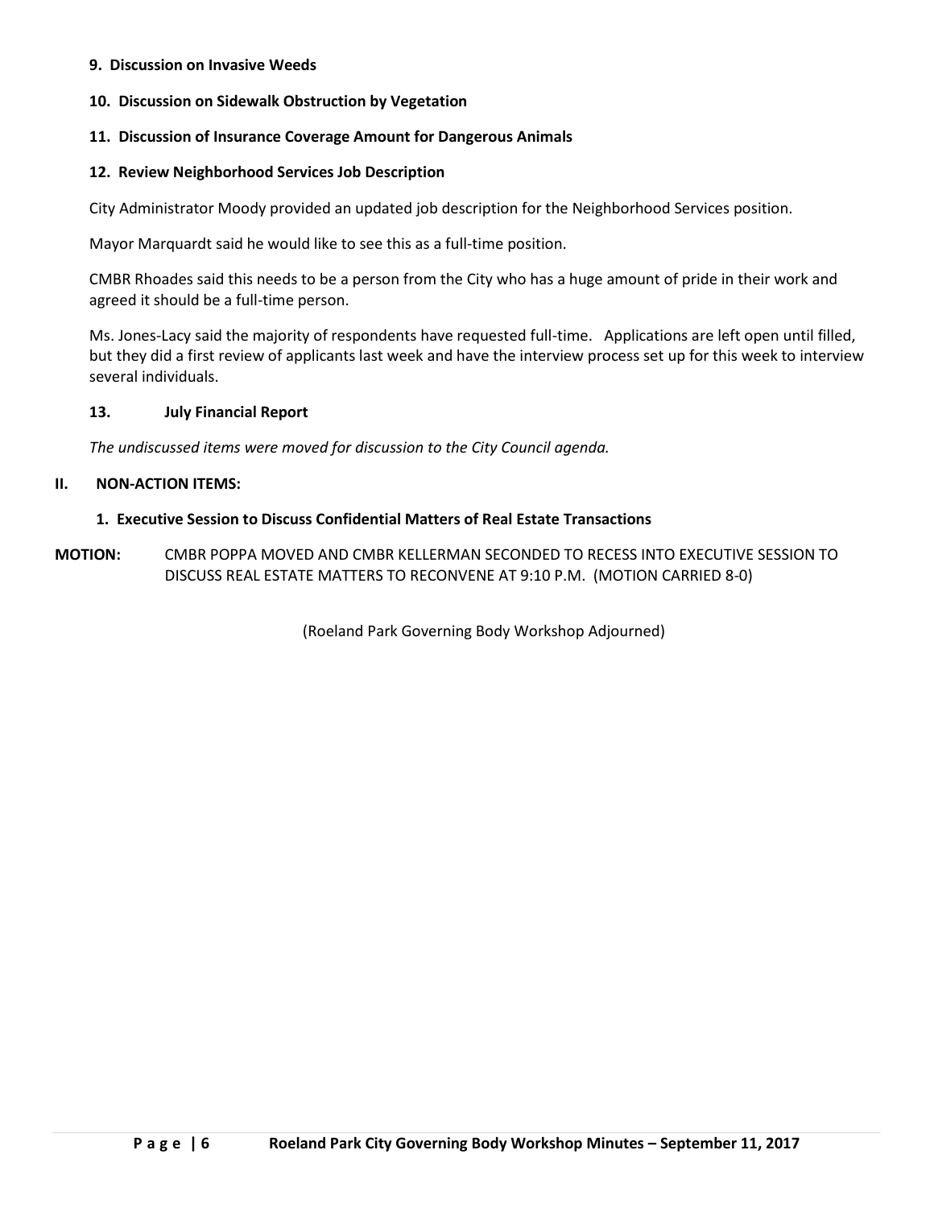**9. Discussion on Invasive Weeds**

**10. Discussion on Sidewalk Obstruction by Vegetation**

**11. Discussion of Insurance Coverage Amount for Dangerous Animals**

**12. Review Neighborhood Services Job Description**

City Administrator Moody provided an updated job description for the Neighborhood Services position.

Mayor Marquardt said he would like to see this as a full-time position.

CMBR Rhoades said this needs to be a person from the City who has a huge amount of pride in their work and agreed it should be a full-time person.

Ms. Jones-Lacy said the majority of respondents have requested full-time. Applications are left open until filled, but they did a first review of applicants last week and have the interview process set up for this week to interview several individuals.

**13. July Financial Report**

*The undiscussed items were moved for discussion to the City Council agenda.*

**II. NON-ACTION ITEMS:**

**1. Executive Session to Discuss Confidential Matters of Real Estate Transactions**

**MOTION:** CMBR POPPA MOVED AND CMBR KELLERMAN SECONDED TO RECESS INTO EXECUTIVE SESSION TO DISCUSS REAL ESTATE MATTERS TO RECONVENE AT 9:10 P.M. (MOTION CARRIED 8-0)

(Roeland Park Governing Body Workshop Adjourned)